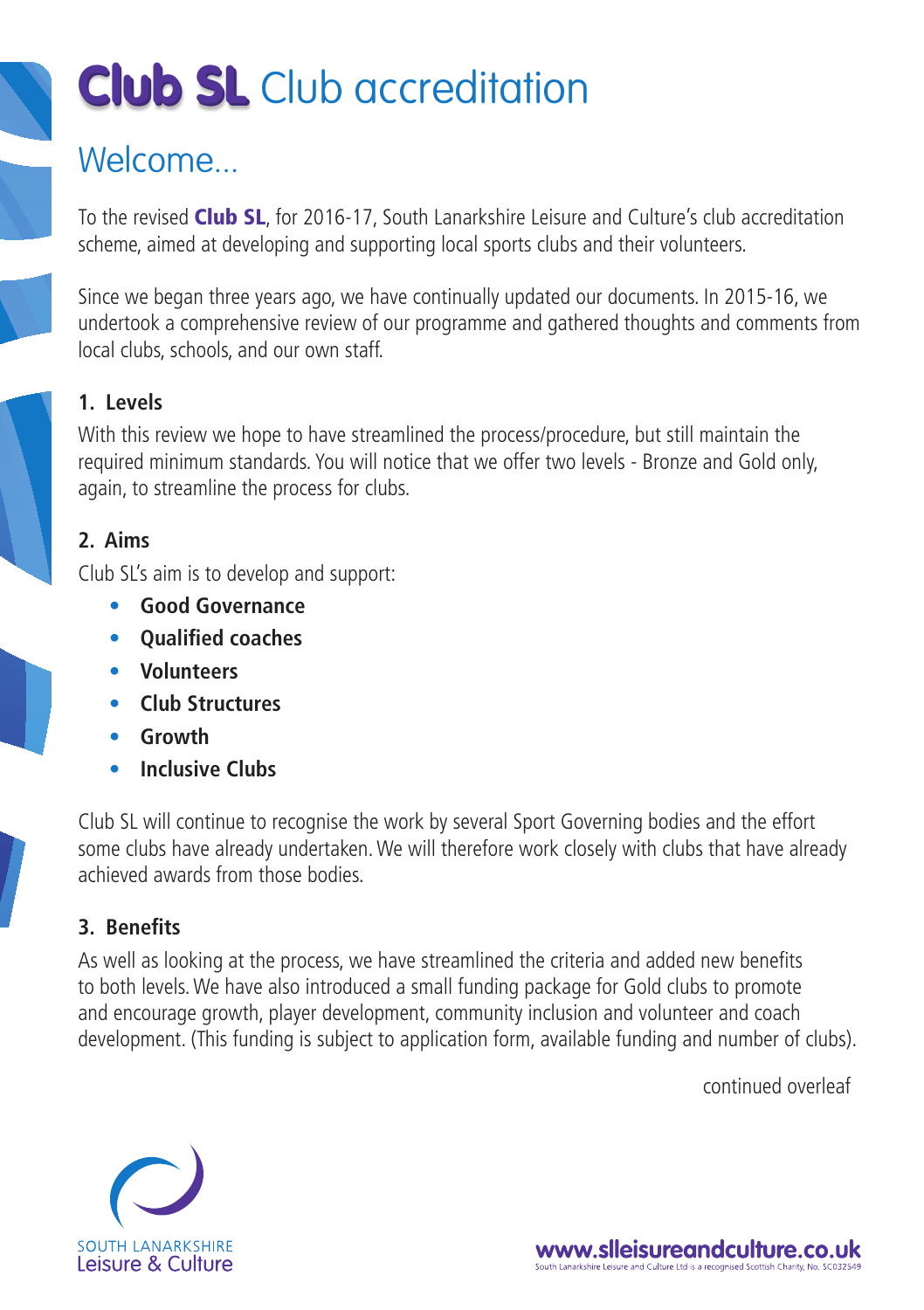# **Club SL** Club accreditation

## Welcome...

To the revised **Club SL**, for 2016-17, South Lanarkshire Leisure and Culture's club accreditation scheme, aimed at developing and supporting local sports clubs and their volunteers.

Since we began three years ago, we have continually updated our documents. In 2015-16, we undertook a comprehensive review of our programme and gathered thoughts and comments from local clubs, schools, and our own staff.

### 1. Levels

With this review we hope to have streamlined the process/procedure, but still maintain the required minimum standards. You will notice that we offer two levels - Bronze and Gold only, again, to streamline the process for clubs.

### 2. Aims

Club SL's aim is to develop and support:

- **Good Governance**
- **Qualified coaches**
- **Volunteers**
- **Club Structures**
- **Growth**
- **Inclusive Clubs**

Club SL will continue to recognise the work by several Sport Governing bodies and the effort some clubs have already undertaken. We will therefore work closely with clubs that have already achieved awards from those bodies.

### 3. Benefits

As well as looking at the process, we have streamlined the criteria and added new benefits to both levels. We have also introduced a small funding package for Gold clubs to promote and encourage growth, player development, community inclusion and volunteer and coach development. (This funding is subject to application form, available funding and number of clubs).

continued overleaf

SOUTH LANARKSHIRE Leisure & Culture

www.slleisureandculture.co.uk
South Lanarkshire Leisure and Culture Ltd is a recognised Scottish Charity, No. SC032549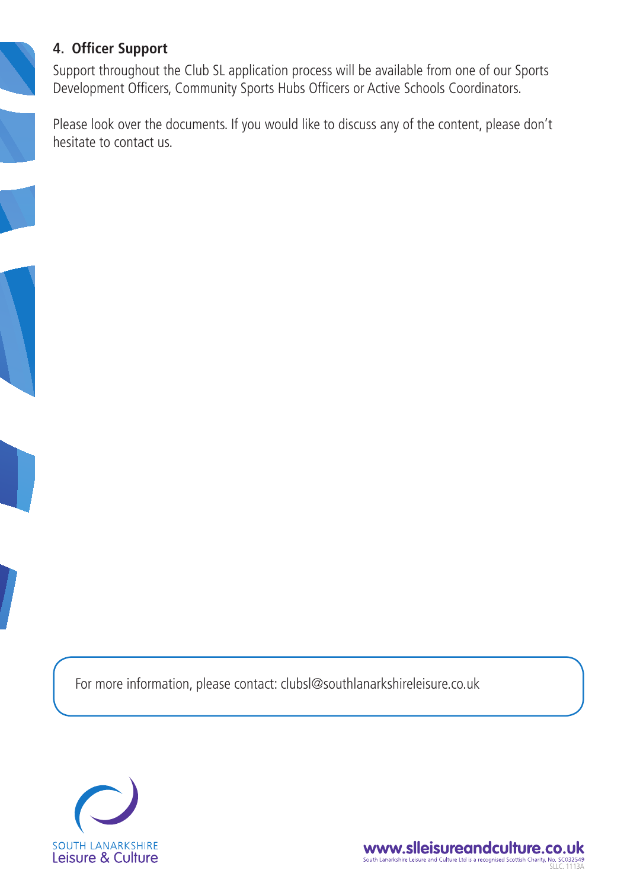## 4. Officer Support

Support throughout the Club SL application process will be available from one of our Sports Development Officers, Community Sports Hubs Officers or Active Schools Coordinators.

Please look over the documents. If you would like to discuss any of the content, please don't hesitate to contact us.

For more information, please contact: clubsl@southlanarkshireleisure.co.uk

SOUTH LANARKSHIRE
Leisure & Culture

www.slleisureandculture.co.uk
South Lanarkshire Leisure and Culture Ltd is a recognised Scottish Charity, No. SC032549
SLLC. 1113A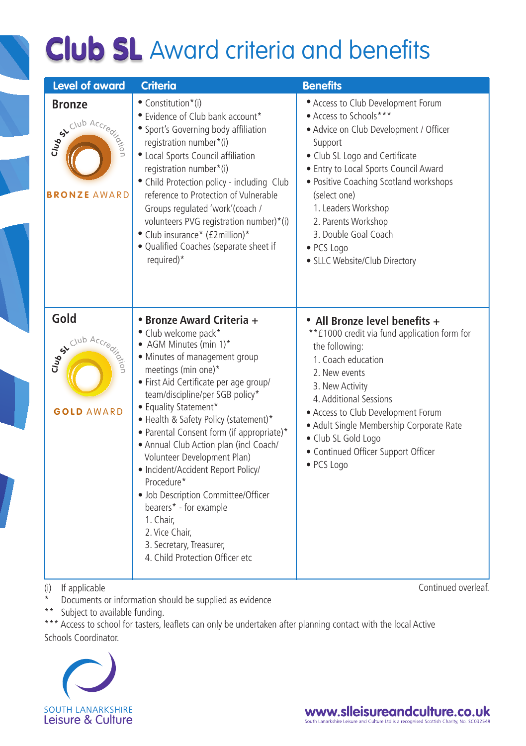# Club SL Award criteria and benefits

| Level of award | Criteria | Benefits |
|---|---|---|
| **Bronze**<br>BRONZE AWARD | • Constitution*(i)<br>• Evidence of Club bank account*<br>• Sport's Governing body affiliation registration number*(i)<br>• Local Sports Council affiliation registration number*(i)<br>• Child Protection policy - including Club reference to Protection of Vulnerable Groups regulated 'work'(coach / volunteers PVG registration number)*(i)<br>• Club insurance* (£2million)*<br>• Qualified Coaches (separate sheet if required)* | • Access to Club Development Forum<br>• Access to Schools***<br>• Advice on Club Development / Officer Support<br>• Club SL Logo and Certificate<br>• Entry to Local Sports Council Award<br>• Positive Coaching Scotland workshops (select one)<br>1. Leaders Workshop<br>2. Parents Workshop<br>3. Double Goal Coach<br>• PCS Logo<br>• SLLC Website/Club Directory |
| **Gold**<br>GOLD AWARD | • **Bronze Award Criteria +**<br>• Club welcome pack*<br>• AGM Minutes (min 1)*<br>• Minutes of management group meetings (min one)*<br>• First Aid Certificate per age group/ team/discipline/per SGB policy*<br>• Equality Statement*<br>• Health & Safety Policy (statement)*<br>• Parental Consent form (if appropriate)*<br>• Annual Club Action plan (incl Coach/ Volunteer Development Plan)<br>• Incident/Accident Report Policy/ Procedure*<br>• Job Description Committee/Officer bearers* - for example<br>1. Chair,<br>2. Vice Chair,<br>3. Secretary, Treasurer,<br>4. Child Protection Officer etc | • **All Bronze level benefits +**<br>**£1000 credit via fund application form for the following:<br>1. Coach education<br>2. New events<br>3. New Activity<br>4. Additional Sessions<br>• Access to Club Development Forum<br>• Adult Single Membership Corporate Rate<br>• Club SL Gold Logo<br>• Continued Officer Support Officer<br>• PCS Logo |

(i) If applicable

\* Documents or information should be supplied as evidence

** Subject to available funding.

*** Access to school for tasters, leaflets can only be undertaken after planning contact with the local Active Schools Coordinator.

Continued overleaf.

SOUTH LANARKSHIRE Leisure & Culture

www.slleisureandculture.co.uk

South Lanarkshire Leisure and Culture Ltd is a recognised Scottish Charity, No. SC032549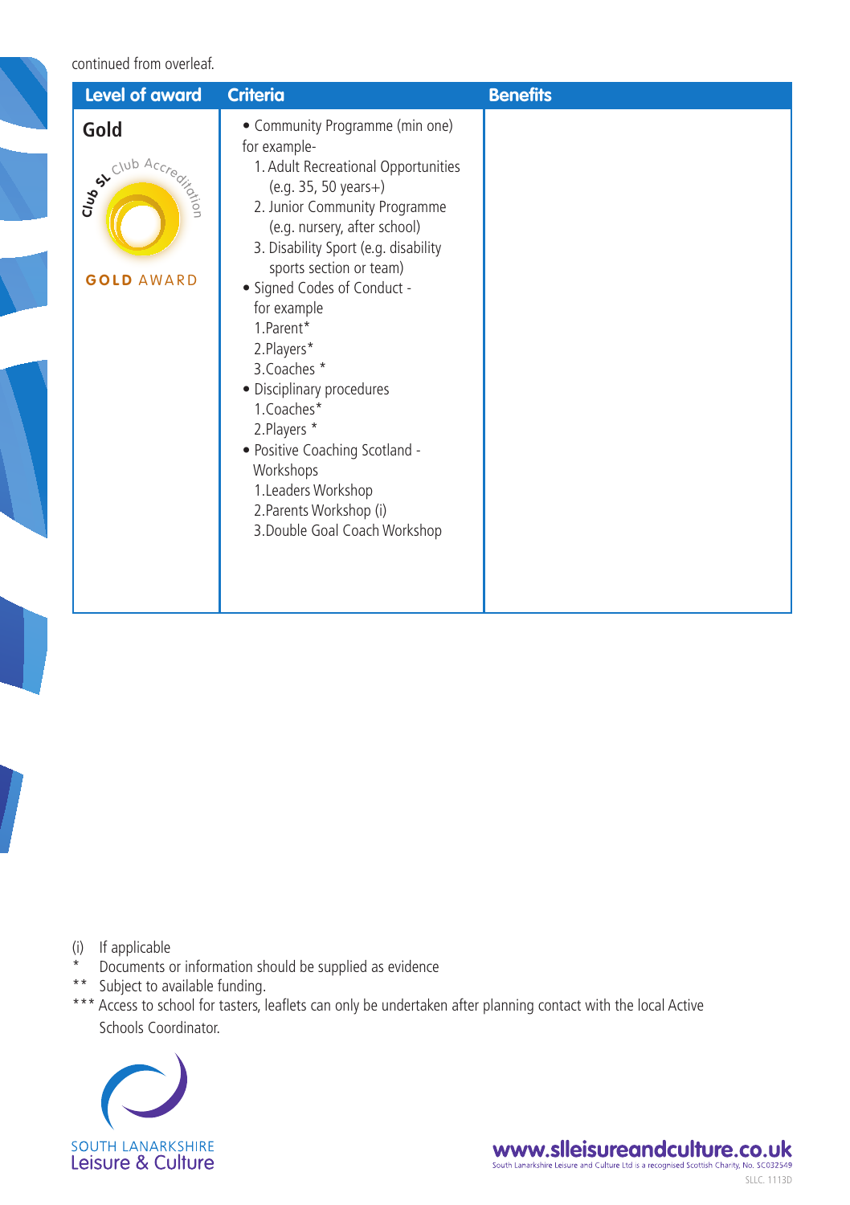continued from overleaf.

| Level of award | Criteria | Benefits |
| --- | --- | --- |
| **Gold**<br><br>Club SL Club Accreditation<br>GOLD AWARD | • Community Programme (min one) for example-<br>1. Adult Recreational Opportunities (e.g. 35, 50 years+)<br>2. Junior Community Programme (e.g. nursery, after school)<br>3. Disability Sport (e.g. disability sports section or team)<br>• Signed Codes of Conduct - for example<br>1.Parent*<br>2.Players*<br>3.Coaches *<br>• Disciplinary procedures<br>1.Coaches*<br>2.Players *<br>• Positive Coaching Scotland - Workshops<br>1.Leaders Workshop<br>2.Parents Workshop (i)<br>3.Double Goal Coach Workshop | |

(i) If applicable
\* Documents or information should be supplied as evidence
\*\* Subject to available funding.
\*\*\* Access to school for tasters, leaflets can only be undertaken after planning contact with the local Active Schools Coordinator.

SOUTH LANARKSHIRE Leisure & Culture

www.slleisureandculture.co.uk
South Lanarkshire Leisure and Culture Ltd is a recognised Scottish Charity, No. SC032549

SLLC. 1113D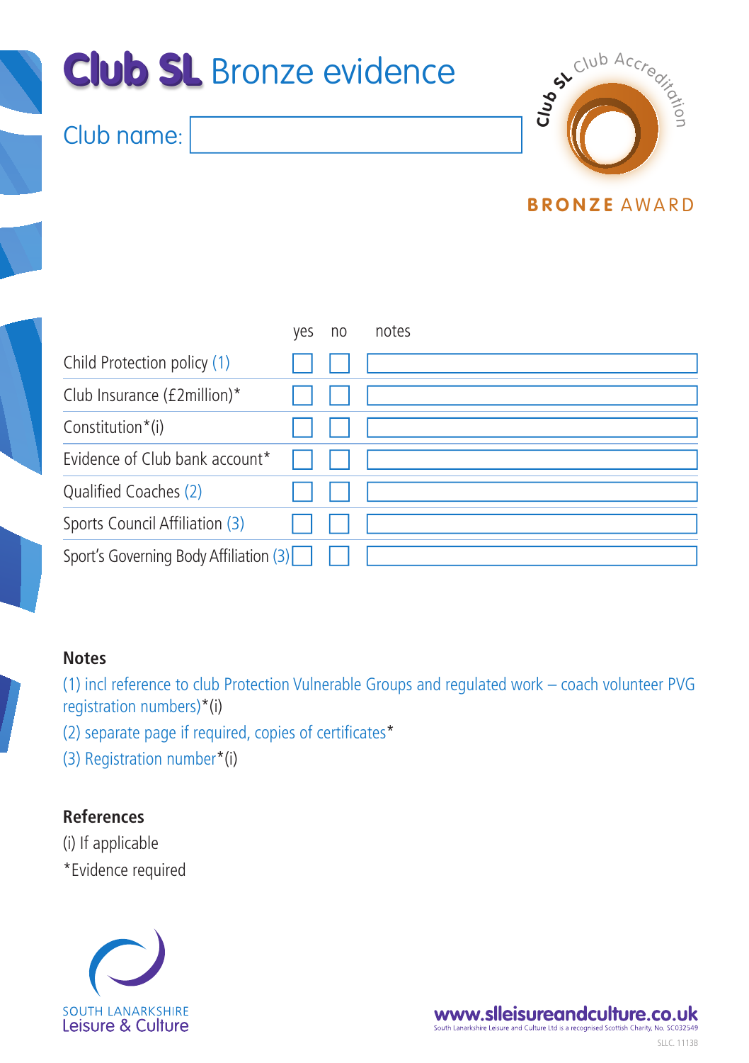# Club SL Bronze evidence

Club name:

BRONZE AWARD

| | yes | no | notes |
|---|---|---|---|
| Child Protection policy (1) | ☐ | ☐ | |
| Club Insurance (£2million)* | ☐ | ☐ | |
| Constitution*(i) | ☐ | ☐ | |
| Evidence of Club bank account* | ☐ | ☐ | |
| Qualified Coaches (2) | ☐ | ☐ | |
| Sports Council Affiliation (3) | ☐ | ☐ | |
| Sport's Governing Body Affiliation (3) | ☐ | ☐ | |

**Notes**

(1) incl reference to club Protection Vulnerable Groups and regulated work – coach volunteer PVG registration numbers)*(i)

(2) separate page if required, copies of certificates*

(3) Registration number*(i)

**References**

(i) If applicable

*Evidence required

SOUTH LANARKSHIRE Leisure & Culture

www.slleisureandculture.co.uk

South Lanarkshire Leisure and Culture Ltd is a recognised Scottish Charity, No. SC032549

SLLC. 1113B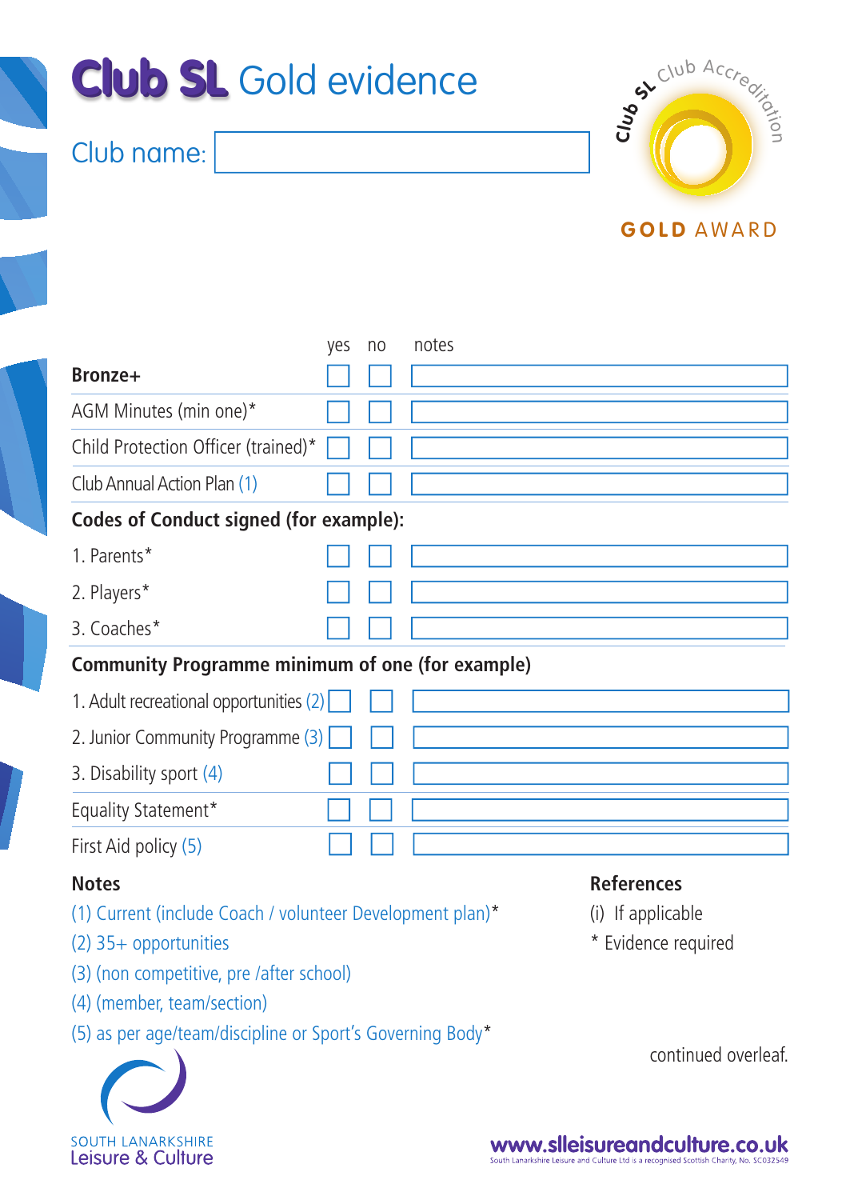# Club SL Gold evidence

Club name:

Club SL Club Accreditation
GOLD AWARD

| | yes | no | notes |
|---|---|---|---|
| **Bronze+** | | | |
| AGM Minutes (min one)* | | | |
| Child Protection Officer (trained)* | | | |
| Club Annual Action Plan (1) | | | |
| **Codes of Conduct signed (for example):** | | | |
| 1. Parents* | | | |
| 2. Players* | | | |
| 3. Coaches* | | | |
| **Community Programme minimum of one (for example)** | | | |
| 1. Adult recreational opportunities (2) | | | |
| 2. Junior Community Programme (3) | | | |
| 3. Disability sport (4) | | | |
| Equality Statement* | | | |
| First Aid policy (5) | | | |

**Notes**

(1) Current (include Coach / volunteer Development plan)*
(2) 35+ opportunities
(3) (non competitive, pre /after school)
(4) (member, team/section)
(5) as per age/team/discipline or Sport's Governing Body*

**References**

(i) If applicable
* Evidence required

continued overleaf.

SOUTH LANARKSHIRE Leisure & Culture

www.slleisureandculture.co.uk
South Lanarkshire Leisure and Culture Ltd is a recognised Scottish Charity, No. SC032549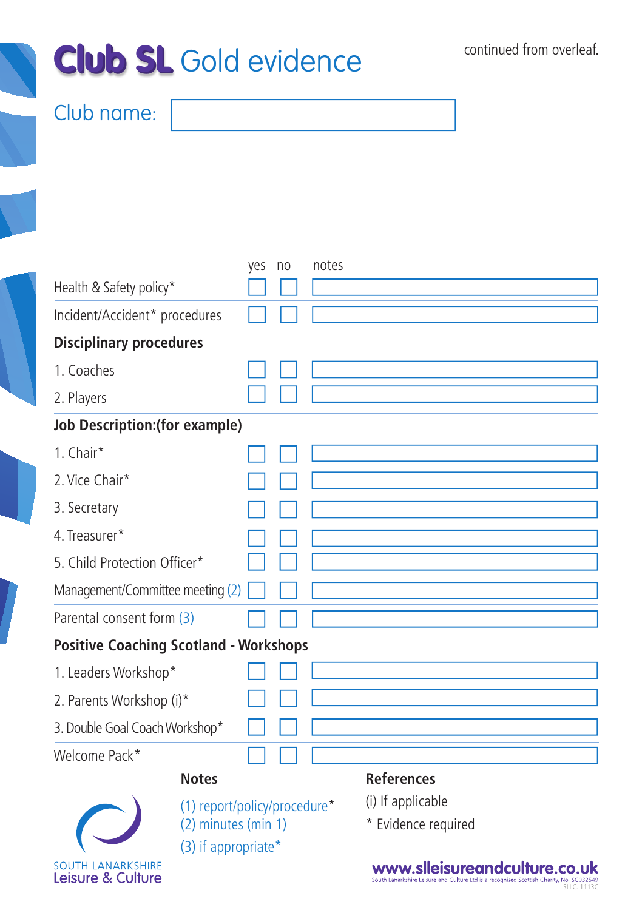continued from overleaf.

# Club SL Gold evidence

Club name:

| | yes | no | notes |
|---|---|---|---|
| Health & Safety policy* | | | |
| Incident/Accident* procedures | | | |
| **Disciplinary procedures** | | | |
| 1. Coaches | | | |
| 2. Players | | | |
| **Job Description:(for example)** | | | |
| 1. Chair* | | | |
| 2. Vice Chair* | | | |
| 3. Secretary | | | |
| 4. Treasurer* | | | |
| 5. Child Protection Officer* | | | |
| Management/Committee meeting (2) | | | |
| Parental consent form (3) | | | |
| **Positive Coaching Scotland - Workshops** | | | |
| 1. Leaders Workshop* | | | |
| 2. Parents Workshop (i)* | | | |
| 3. Double Goal Coach Workshop* | | | |
| Welcome Pack* | | | |

**Notes**

(1) report/policy/procedure*
(2) minutes (min 1)
(3) if appropriate*

**References**

(i) If applicable
* Evidence required

SOUTH LANARKSHIRE Leisure & Culture

www.slleisureandculture.co.uk
South Lanarkshire Leisure and Culture Ltd is a recognised Scottish Charity, No. SC032549
SLLC. 1113C